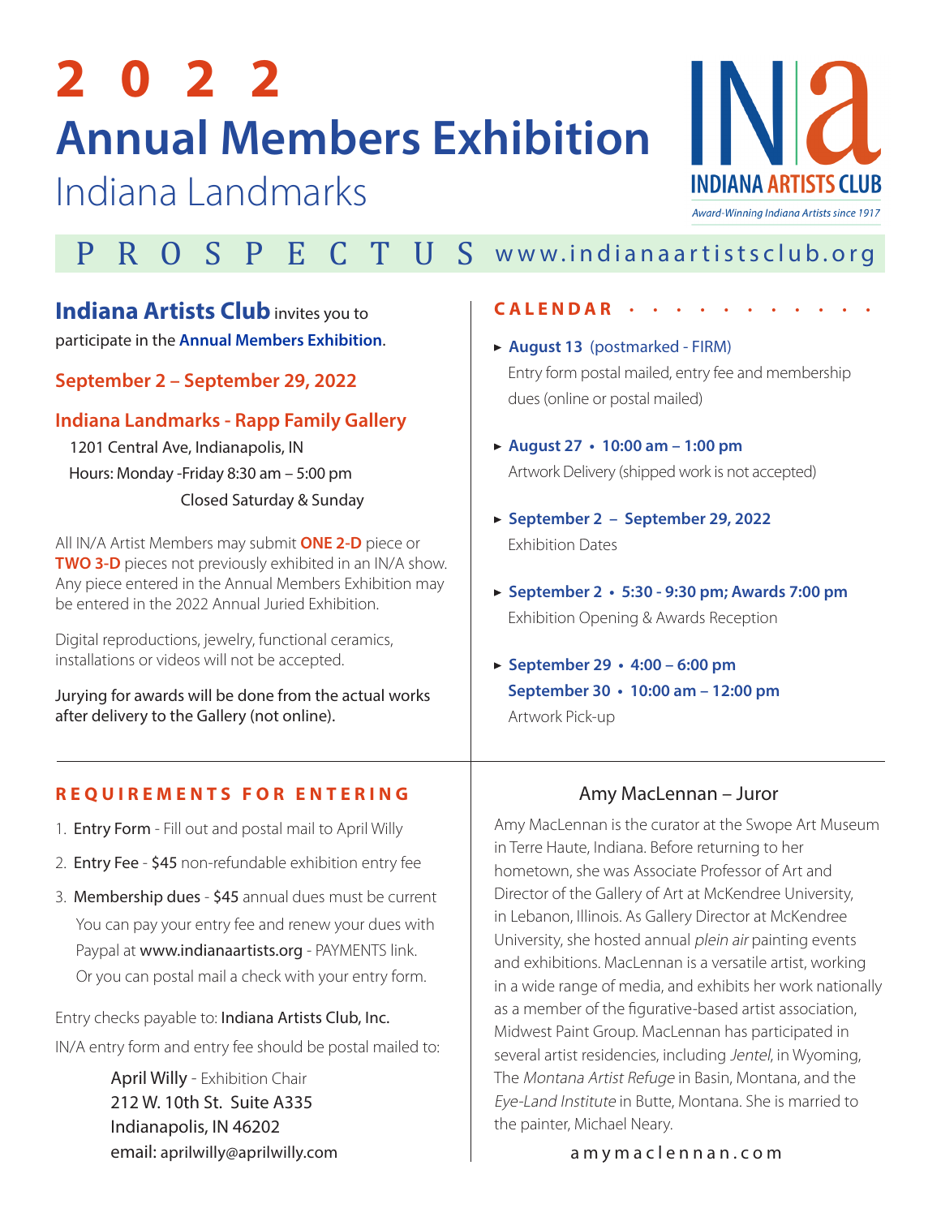# 2022

# Annual Members Exhibition

## Indiana Landmarks

INDIANA ARTISTS CLUB

*Award-Winning Indiana Artists since 1917*

## PROSPECTUS www.indianaartistsclub.org

**Indiana Artists Club** invites you to participate in the **Annual Members Exhibition**.

**September 2 – September 29, 2022**

**Indiana Landmarks - Rapp Family Gallery**

1201 Central Ave, Indianapolis, IN
Hours: Monday -Friday 8:30 am – 5:00 pm
Closed Saturday & Sunday

All IN/A Artist Members may submit **ONE 2-D** piece or **TWO 3-D** pieces not previously exhibited in an IN/A show. Any piece entered in the Annual Members Exhibition may be entered in the 2022 Annual Juried Exhibition.

Digital reproductions, jewelry, functional ceramics, installations or videos will not be accepted.

Jurying for awards will be done from the actual works after delivery to the Gallery (not online).

### CALENDAR

- **August 13** (postmarked - FIRM)
  Entry form postal mailed, entry fee and membership dues (online or postal mailed)
- **August 27 • 10:00 am – 1:00 pm**
  Artwork Delivery (shipped work is not accepted)
- **September 2 – September 29, 2022**
  Exhibition Dates
- **September 2 • 5:30 - 9:30 pm; Awards 7:00 pm**
  Exhibition Opening & Awards Reception
- **September 29 • 4:00 – 6:00 pm**
  **September 30 • 10:00 am – 12:00 pm**
  Artwork Pick-up

### REQUIREMENTS FOR ENTERING

1. Entry Form - Fill out and postal mail to April Willy
2. Entry Fee - $45 non-refundable exhibition entry fee
3. Membership dues - $45 annual dues must be current
   You can pay your entry fee and renew your dues with Paypal at www.indianaartists.org - PAYMENTS link.
   Or you can postal mail a check with your entry form.

Entry checks payable to: Indiana Artists Club, Inc.

IN/A entry form and entry fee should be postal mailed to:

April Willy - Exhibition Chair
212 W. 10th St. Suite A335
Indianapolis, IN 46202
email: aprilwilly@aprilwilly.com

### Amy MacLennan – Juror

Amy MacLennan is the curator at the Swope Art Museum in Terre Haute, Indiana. Before returning to her hometown, she was Associate Professor of Art and Director of the Gallery of Art at McKendree University, in Lebanon, Illinois. As Gallery Director at McKendree University, she hosted annual *plein air* painting events and exhibitions. MacLennan is a versatile artist, working in a wide range of media, and exhibits her work nationally as a member of the figurative-based artist association, Midwest Paint Group. MacLennan has participated in several artist residencies, including *Jentel*, in Wyoming, The *Montana Artist Refuge* in Basin, Montana, and the *Eye-Land Institute* in Butte, Montana. She is married to the painter, Michael Neary.

amymaclennan.com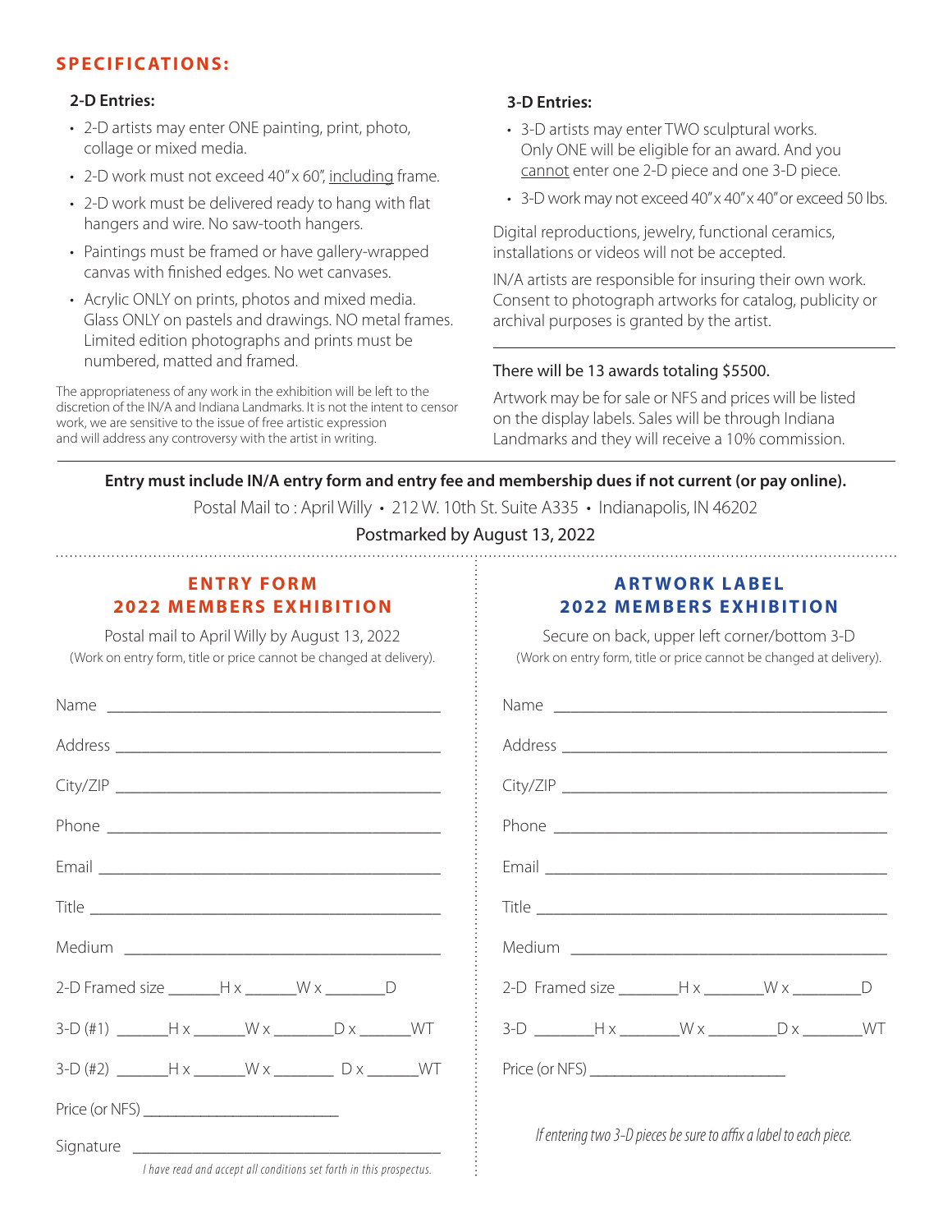## SPECIFICATIONS:

### 2-D Entries:

- 2-D artists may enter ONE painting, print, photo, collage or mixed media.
- 2-D work must not exceed 40" x 60", including frame.
- 2-D work must be delivered ready to hang with flat hangers and wire. No saw-tooth hangers.
- Paintings must be framed or have gallery-wrapped canvas with finished edges. No wet canvases.
- Acrylic ONLY on prints, photos and mixed media. Glass ONLY on pastels and drawings. NO metal frames. Limited edition photographs and prints must be numbered, matted and framed.

The appropriateness of any work in the exhibition will be left to the discretion of the IN/A and Indiana Landmarks. It is not the intent to censor work, we are sensitive to the issue of free artistic expression and will address any controversy with the artist in writing.

### 3-D Entries:

- 3-D artists may enter TWO sculptural works. Only ONE will be eligible for an award. And you cannot enter one 2-D piece and one 3-D piece.
- 3-D work may not exceed 40" x 40" x 40" or exceed 50 lbs.

Digital reproductions, jewelry, functional ceramics, installations or videos will not be accepted.

IN/A artists are responsible for insuring their own work. Consent to photograph artworks for catalog, publicity or archival purposes is granted by the artist.

---

There will be 13 awards totaling $5500.

Artwork may be for sale or NFS and prices will be listed on the display labels. Sales will be through Indiana Landmarks and they will receive a 10% commission.

---

**Entry must include IN/A entry form and entry fee and membership dues if not current (or pay online).**

Postal Mail to : April Willy • 212 W. 10th St. Suite A335 • Indianapolis, IN 46202

Postmarked by August 13, 2022

---

## ENTRY FORM
## 2022 MEMBERS EXHIBITION

Postal mail to April Willy by August 13, 2022

(Work on entry form, title or price cannot be changed at delivery).

Name ____________________________________________

Address __________________________________________

City/ZIP _________________________________________

Phone ___________________________________________

Email ____________________________________________

Title _____________________________________________

Medium __________________________________________

2-D Framed size ______H x ______W x _______D

3-D (#1) ______H x ______W x _______D x ______WT

3-D (#2) ______H x ______W x _______ D x ______WT

Price (or NFS) ________________________

Signature _________________________________________

*I have read and accept all conditions set forth in this prospectus.*

## ARTWORK LABEL
## 2022 MEMBERS EXHIBITION

Secure on back, upper left corner/bottom 3-D

(Work on entry form, title or price cannot be changed at delivery).

Name ____________________________________________

Address __________________________________________

City/ZIP _________________________________________

Phone ___________________________________________

Email ____________________________________________

Title _____________________________________________

Medium __________________________________________

2-D Framed size _______H x _______W x ________D

3-D _______H x _______W x ________D x _______WT

Price (or NFS) ________________________

*If entering two 3-D pieces be sure to affix a label to each piece.*